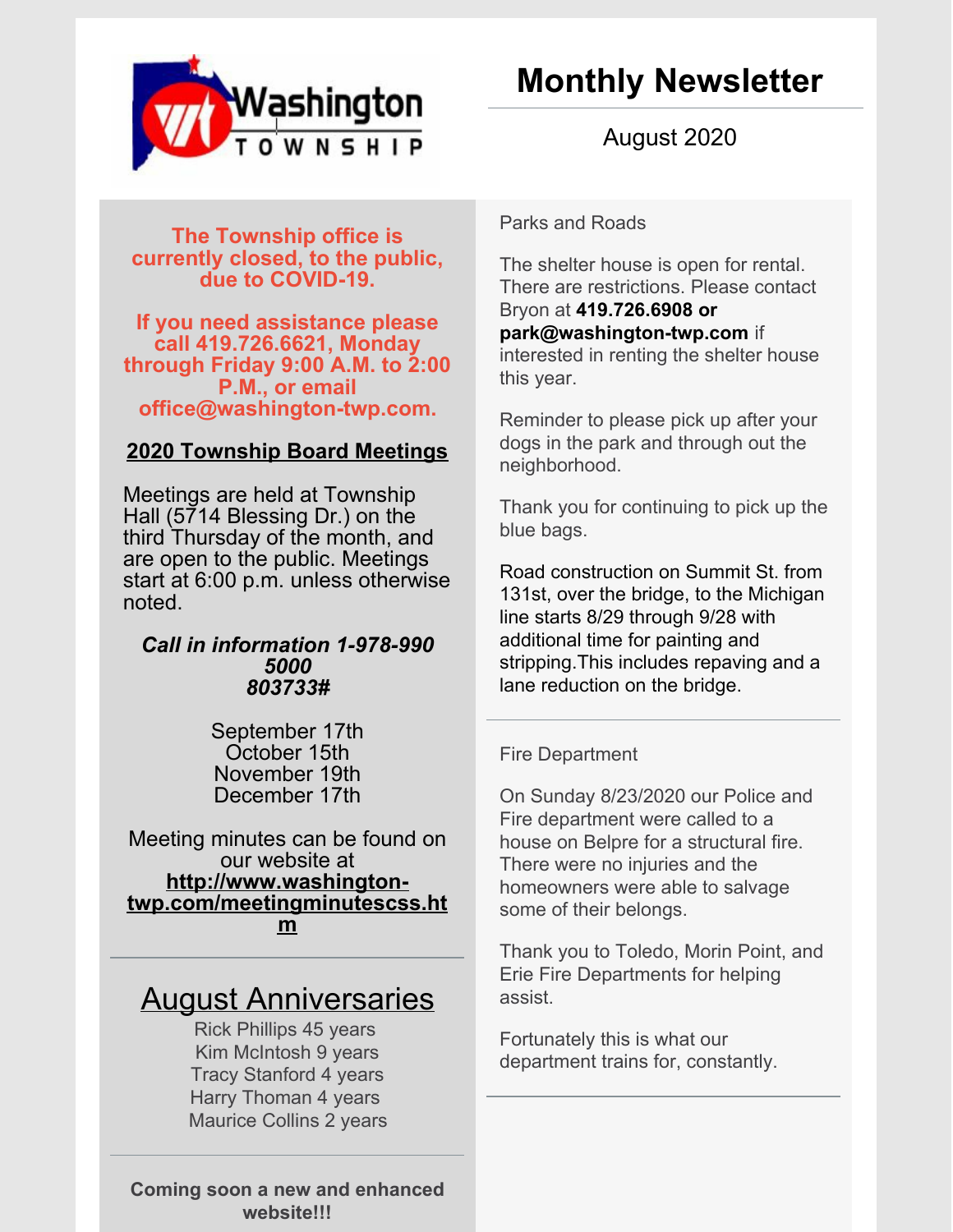# Monthly Newsletter

August 2020

**The Township office is currently closed, to the public, due to COVID-19.**

**If you need assistance please call 419.726.6621, Monday through Friday 9:00 A.M. to 2:00 P.M., or email office@washington-twp.com.**

## 2020 Township Board Meetings

Meetings are held at Township Hall (5714 Blessing Dr.) on the third Thursday of the month, and are open to the public. Meetings start at 6:00 p.m. unless otherwise noted.

***Call in information 1-978-990 5000***
***803733#***

September 17th
October 15th
November 19th
December 17th

Meeting minutes can be found on our website at **http://www.washington-twp.com/meetingminutescss.htm**

## August Anniversaries

Rick Phillips 45 years
Kim McIntosh 9 years
Tracy Stanford 4 years
Harry Thoman 4 years
Maurice Collins 2 years

**Coming soon a new and enhanced website!!!**

### Parks and Roads

The shelter house is open for rental. There are restrictions. Please contact Bryon at **419.726.6908 or park@washington-twp.com** if interested in renting the shelter house this year.

Reminder to please pick up after your dogs in the park and through out the neighborhood.

Thank you for continuing to pick up the blue bags.

Road construction on Summit St. from 131st, over the bridge, to the Michigan line starts 8/29 through 9/28 with additional time for painting and stripping.This includes repaving and a lane reduction on the bridge.

### Fire Department

On Sunday 8/23/2020 our Police and Fire department were called to a house on Belpre for a structural fire. There were no injuries and the homeowners were able to salvage some of their belongs.

Thank you to Toledo, Morin Point, and Erie Fire Departments for helping assist.

Fortunately this is what our department trains for, constantly.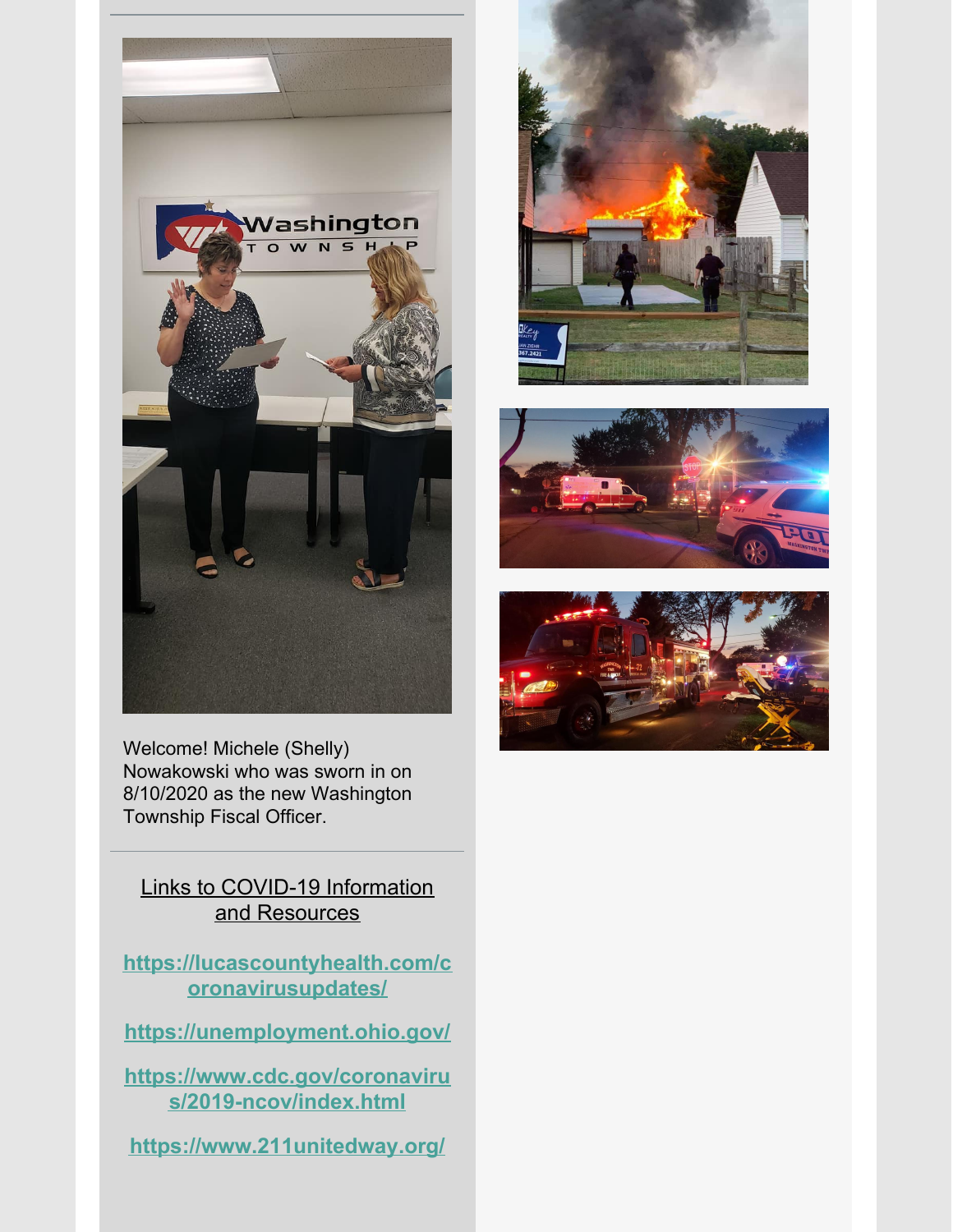Welcome! Michele (Shelly) Nowakowski who was sworn in on 8/10/2020 as the new Washington Township Fiscal Officer.

---

Links to COVID-19 Information and Resources

**https://lucascountyhealth.com/coronavirusupdates/**

**https://unemployment.ohio.gov/**

**https://www.cdc.gov/coronavirus/2019-ncov/index.html**

**https://www.211unitedway.org/**